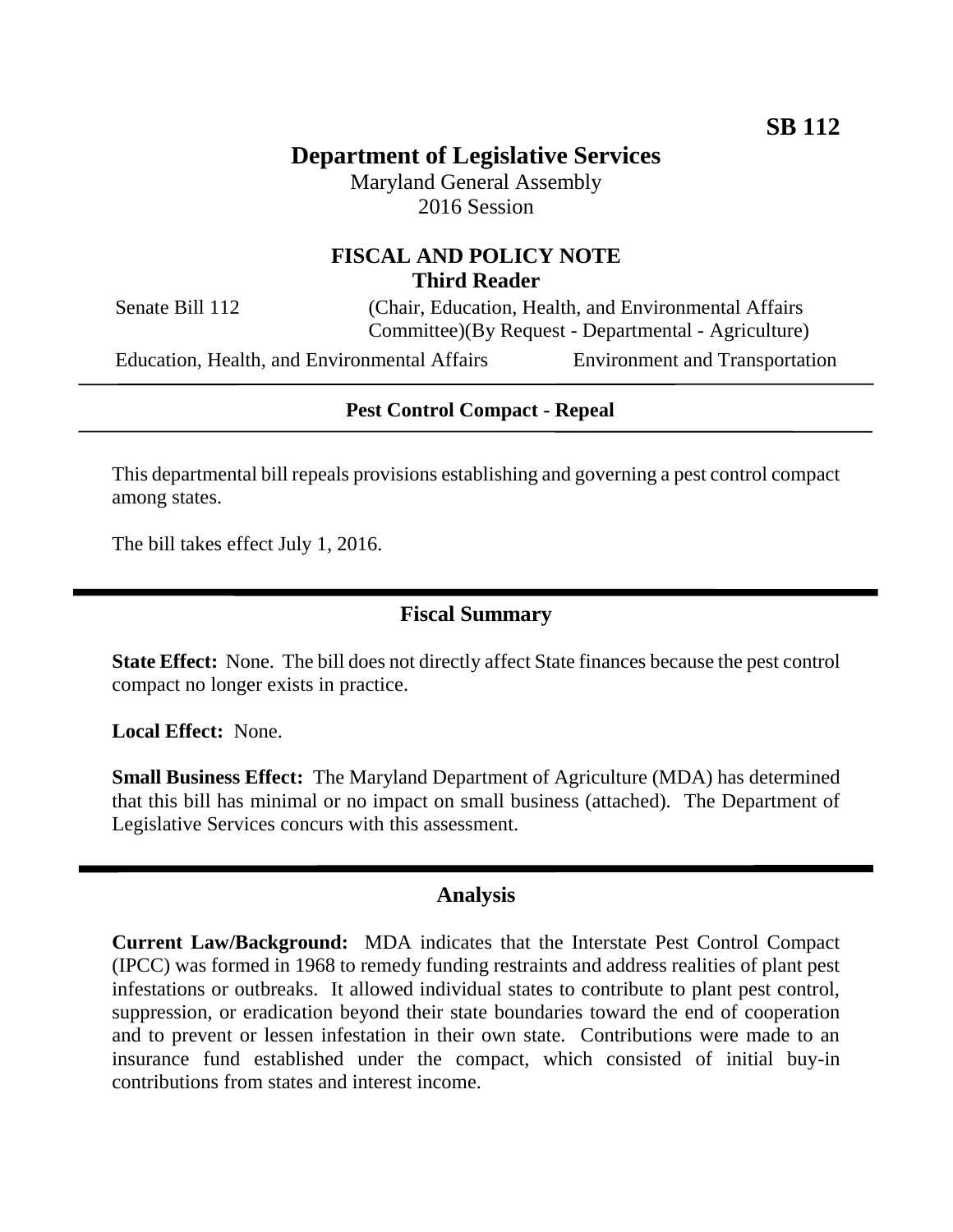**SB 112**

# Department of Legislative Services

Maryland General Assembly
2016 Session

## FISCAL AND POLICY NOTE
**Third Reader**

Senate Bill 112 (Chair, Education, Health, and Environmental Affairs Committee)(By Request - Departmental - Agriculture)

Education, Health, and Environmental Affairs Environment and Transportation

**Pest Control Compact - Repeal**

This departmental bill repeals provisions establishing and governing a pest control compact among states.

The bill takes effect July 1, 2016.

## Fiscal Summary

**State Effect:** None. The bill does not directly affect State finances because the pest control compact no longer exists in practice.

**Local Effect:** None.

**Small Business Effect:** The Maryland Department of Agriculture (MDA) has determined that this bill has minimal or no impact on small business (attached). The Department of Legislative Services concurs with this assessment.

## Analysis

**Current Law/Background:** MDA indicates that the Interstate Pest Control Compact (IPCC) was formed in 1968 to remedy funding restraints and address realities of plant pest infestations or outbreaks. It allowed individual states to contribute to plant pest control, suppression, or eradication beyond their state boundaries toward the end of cooperation and to prevent or lessen infestation in their own state. Contributions were made to an insurance fund established under the compact, which consisted of initial buy-in contributions from states and interest income.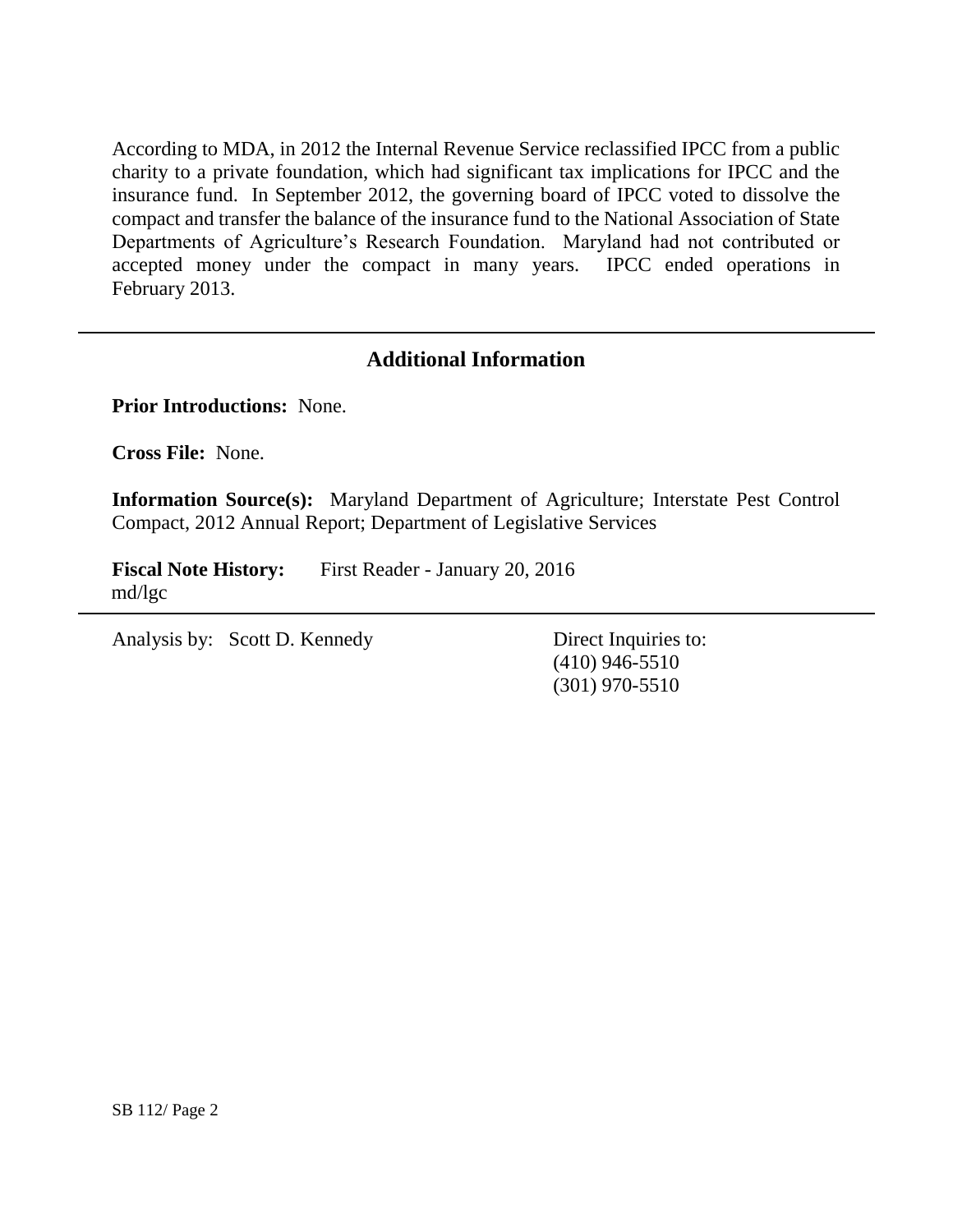According to MDA, in 2012 the Internal Revenue Service reclassified IPCC from a public charity to a private foundation, which had significant tax implications for IPCC and the insurance fund. In September 2012, the governing board of IPCC voted to dissolve the compact and transfer the balance of the insurance fund to the National Association of State Departments of Agriculture's Research Foundation. Maryland had not contributed or accepted money under the compact in many years. IPCC ended operations in February 2013.

---

## Additional Information

**Prior Introductions:** None.

**Cross File:** None.

**Information Source(s):** Maryland Department of Agriculture; Interstate Pest Control Compact, 2012 Annual Report; Department of Legislative Services

**Fiscal Note History:** First Reader - January 20, 2016
md/lgc

---

Analysis by: Scott D. Kennedy

Direct Inquiries to:
(410) 946-5510
(301) 970-5510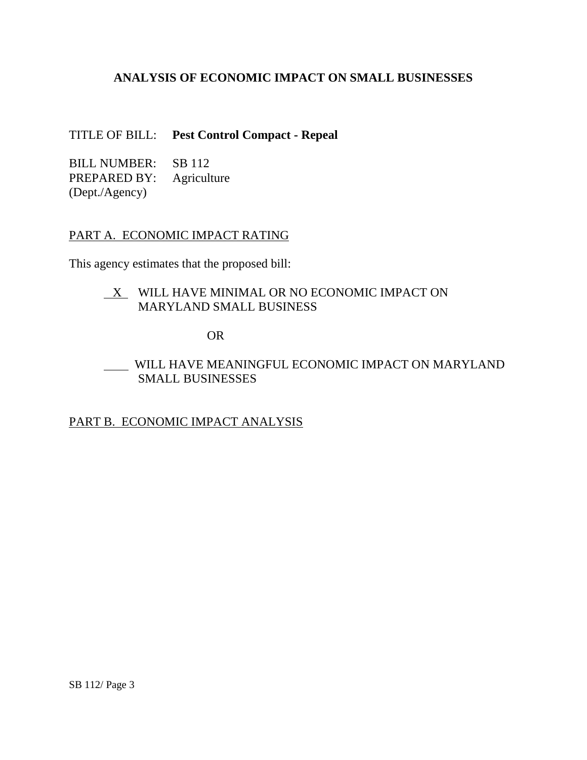**ANALYSIS OF ECONOMIC IMPACT ON SMALL BUSINESSES**

TITLE OF BILL: **Pest Control Compact - Repeal**

BILL NUMBER: SB 112
PREPARED BY: Agriculture
(Dept./Agency)

PART A. ECONOMIC IMPACT RATING

This agency estimates that the proposed bill:

X WILL HAVE MINIMAL OR NO ECONOMIC IMPACT ON MARYLAND SMALL BUSINESS

OR

____ WILL HAVE MEANINGFUL ECONOMIC IMPACT ON MARYLAND SMALL BUSINESSES

PART B. ECONOMIC IMPACT ANALYSIS